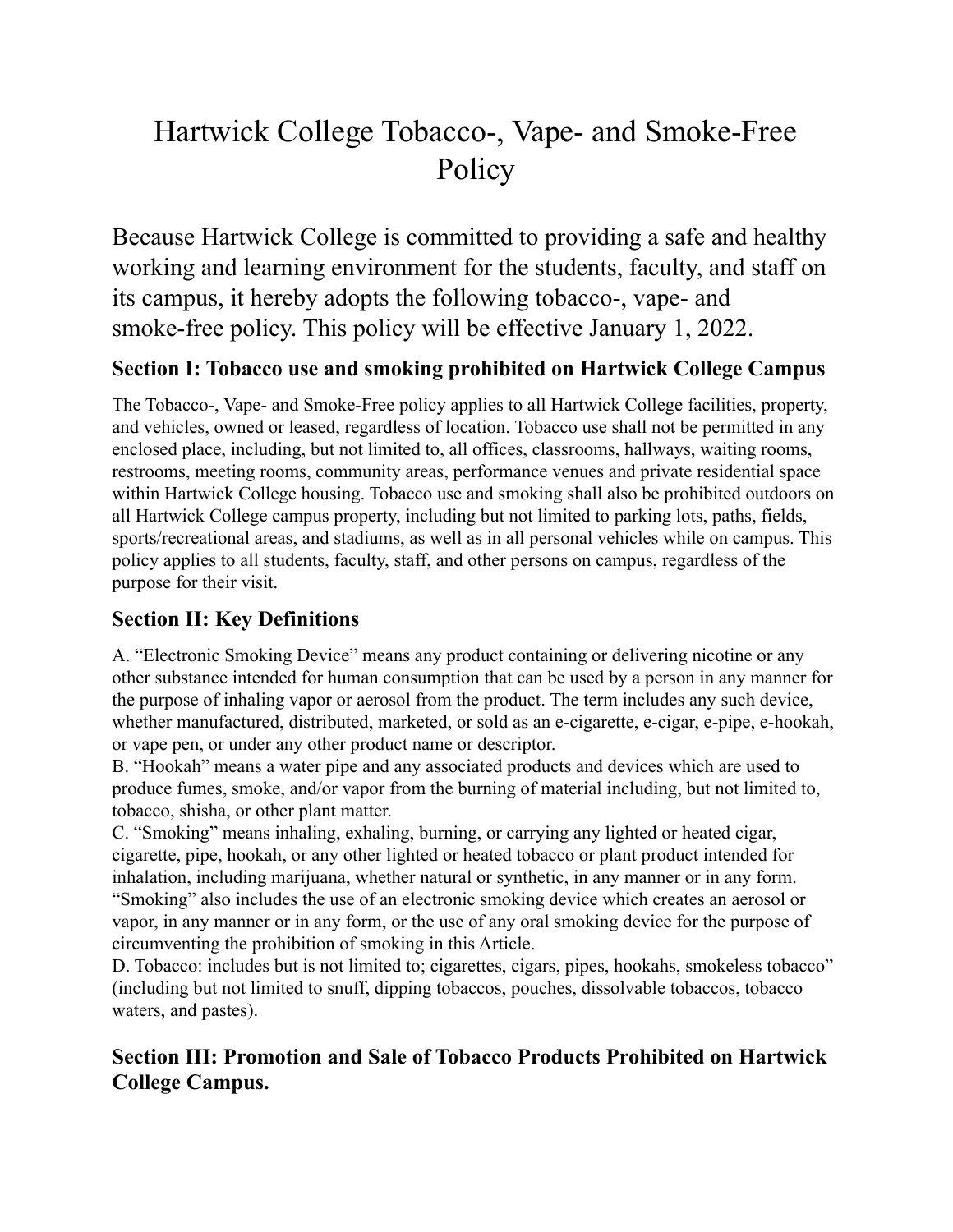# Hartwick College Tobacco-, Vape- and Smoke-Free Policy

Because Hartwick College is committed to providing a safe and healthy working and learning environment for the students, faculty, and staff on its campus, it hereby adopts the following tobacco-, vape- and smoke-free policy. This policy will be effective January 1, 2022.

### Section I: Tobacco use and smoking prohibited on Hartwick College Campus

The Tobacco-, Vape- and Smoke-Free policy applies to all Hartwick College facilities, property, and vehicles, owned or leased, regardless of location. Tobacco use shall not be permitted in any enclosed place, including, but not limited to, all offices, classrooms, hallways, waiting rooms, restrooms, meeting rooms, community areas, performance venues and private residential space within Hartwick College housing. Tobacco use and smoking shall also be prohibited outdoors on all Hartwick College campus property, including but not limited to parking lots, paths, fields, sports/recreational areas, and stadiums, as well as in all personal vehicles while on campus. This policy applies to all students, faculty, staff, and other persons on campus, regardless of the purpose for their visit.

### Section II: Key Definitions

A. "Electronic Smoking Device" means any product containing or delivering nicotine or any other substance intended for human consumption that can be used by a person in any manner for the purpose of inhaling vapor or aerosol from the product. The term includes any such device, whether manufactured, distributed, marketed, or sold as an e-cigarette, e-cigar, e-pipe, e-hookah, or vape pen, or under any other product name or descriptor.
B. "Hookah" means a water pipe and any associated products and devices which are used to produce fumes, smoke, and/or vapor from the burning of material including, but not limited to, tobacco, shisha, or other plant matter.
C. "Smoking" means inhaling, exhaling, burning, or carrying any lighted or heated cigar, cigarette, pipe, hookah, or any other lighted or heated tobacco or plant product intended for inhalation, including marijuana, whether natural or synthetic, in any manner or in any form. "Smoking" also includes the use of an electronic smoking device which creates an aerosol or vapor, in any manner or in any form, or the use of any oral smoking device for the purpose of circumventing the prohibition of smoking in this Article.
D. Tobacco: includes but is not limited to; cigarettes, cigars, pipes, hookahs, smokeless tobacco" (including but not limited to snuff, dipping tobaccos, pouches, dissolvable tobaccos, tobacco waters, and pastes).

### Section III: Promotion and Sale of Tobacco Products Prohibited on Hartwick College Campus.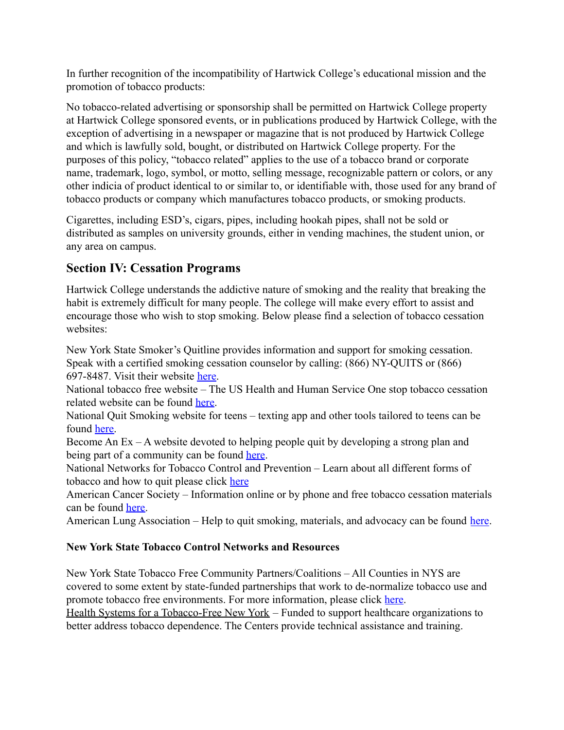In further recognition of the incompatibility of Hartwick College's educational mission and the promotion of tobacco products:

No tobacco-related advertising or sponsorship shall be permitted on Hartwick College property at Hartwick College sponsored events, or in publications produced by Hartwick College, with the exception of advertising in a newspaper or magazine that is not produced by Hartwick College and which is lawfully sold, bought, or distributed on Hartwick College property. For the purposes of this policy, "tobacco related" applies to the use of a tobacco brand or corporate name, trademark, logo, symbol, or motto, selling message, recognizable pattern or colors, or any other indicia of product identical to or similar to, or identifiable with, those used for any brand of tobacco products or company which manufactures tobacco products, or smoking products.

Cigarettes, including ESD's, cigars, pipes, including hookah pipes, shall not be sold or distributed as samples on university grounds, either in vending machines, the student union, or any area on campus.

## Section IV: Cessation Programs

Hartwick College understands the addictive nature of smoking and the reality that breaking the habit is extremely difficult for many people. The college will make every effort to assist and encourage those who wish to stop smoking. Below please find a selection of tobacco cessation websites:

New York State Smoker's Quitline provides information and support for smoking cessation. Speak with a certified smoking cessation counselor by calling: (866) NY-QUITS or (866) 697-8487. Visit their website here.
National tobacco free website – The US Health and Human Service One stop tobacco cessation related website can be found here.
National Quit Smoking website for teens – texting app and other tools tailored to teens can be found here.
Become An Ex – A website devoted to helping people quit by developing a strong plan and being part of a community can be found here.
National Networks for Tobacco Control and Prevention – Learn about all different forms of tobacco and how to quit please click here
American Cancer Society – Information online or by phone and free tobacco cessation materials can be found here.
American Lung Association – Help to quit smoking, materials, and advocacy can be found here.

**New York State Tobacco Control Networks and Resources**

New York State Tobacco Free Community Partners/Coalitions – All Counties in NYS are covered to some extent by state-funded partnerships that work to de-normalize tobacco use and promote tobacco free environments. For more information, please click here.
Health Systems for a Tobacco-Free New York – Funded to support healthcare organizations to better address tobacco dependence. The Centers provide technical assistance and training.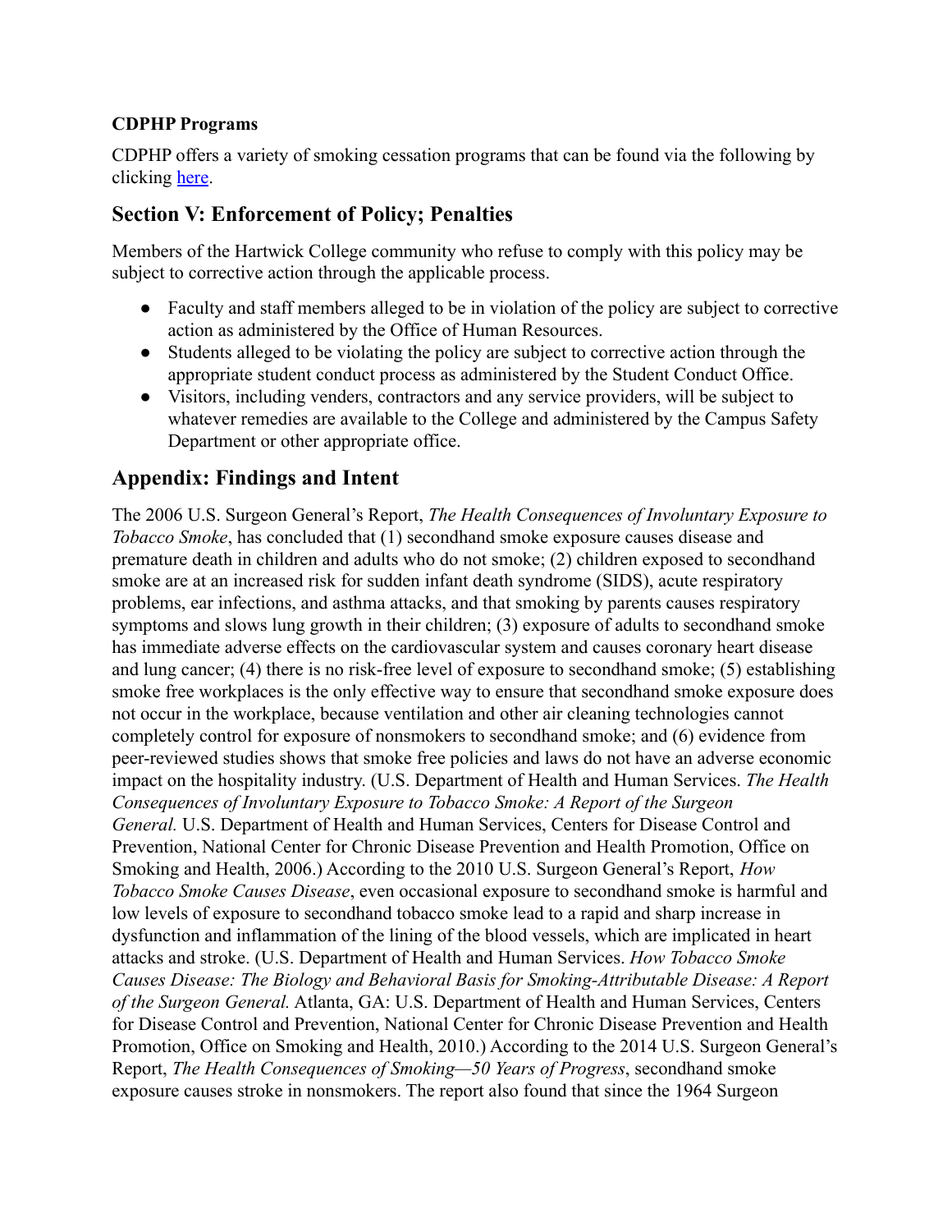**CDPHP Programs**

CDPHP offers a variety of smoking cessation programs that can be found via the following by clicking here.

## Section V: Enforcement of Policy; Penalties

Members of the Hartwick College community who refuse to comply with this policy may be subject to corrective action through the applicable process.

- Faculty and staff members alleged to be in violation of the policy are subject to corrective action as administered by the Office of Human Resources.
- Students alleged to be violating the policy are subject to corrective action through the appropriate student conduct process as administered by the Student Conduct Office.
- Visitors, including venders, contractors and any service providers, will be subject to whatever remedies are available to the College and administered by the Campus Safety Department or other appropriate office.

## Appendix: Findings and Intent

The 2006 U.S. Surgeon General's Report, *The Health Consequences of Involuntary Exposure to Tobacco Smoke*, has concluded that (1) secondhand smoke exposure causes disease and premature death in children and adults who do not smoke; (2) children exposed to secondhand smoke are at an increased risk for sudden infant death syndrome (SIDS), acute respiratory problems, ear infections, and asthma attacks, and that smoking by parents causes respiratory symptoms and slows lung growth in their children; (3) exposure of adults to secondhand smoke has immediate adverse effects on the cardiovascular system and causes coronary heart disease and lung cancer; (4) there is no risk-free level of exposure to secondhand smoke; (5) establishing smoke free workplaces is the only effective way to ensure that secondhand smoke exposure does not occur in the workplace, because ventilation and other air cleaning technologies cannot completely control for exposure of nonsmokers to secondhand smoke; and (6) evidence from peer-reviewed studies shows that smoke free policies and laws do not have an adverse economic impact on the hospitality industry. (U.S. Department of Health and Human Services. *The Health Consequences of Involuntary Exposure to Tobacco Smoke: A Report of the Surgeon General.* U.S. Department of Health and Human Services, Centers for Disease Control and Prevention, National Center for Chronic Disease Prevention and Health Promotion, Office on Smoking and Health, 2006.) According to the 2010 U.S. Surgeon General's Report, *How Tobacco Smoke Causes Disease*, even occasional exposure to secondhand smoke is harmful and low levels of exposure to secondhand tobacco smoke lead to a rapid and sharp increase in dysfunction and inflammation of the lining of the blood vessels, which are implicated in heart attacks and stroke. (U.S. Department of Health and Human Services. *How Tobacco Smoke Causes Disease: The Biology and Behavioral Basis for Smoking-Attributable Disease: A Report of the Surgeon General.* Atlanta, GA: U.S. Department of Health and Human Services, Centers for Disease Control and Prevention, National Center for Chronic Disease Prevention and Health Promotion, Office on Smoking and Health, 2010.) According to the 2014 U.S. Surgeon General's Report, *The Health Consequences of Smoking—50 Years of Progress*, secondhand smoke exposure causes stroke in nonsmokers. The report also found that since the 1964 Surgeon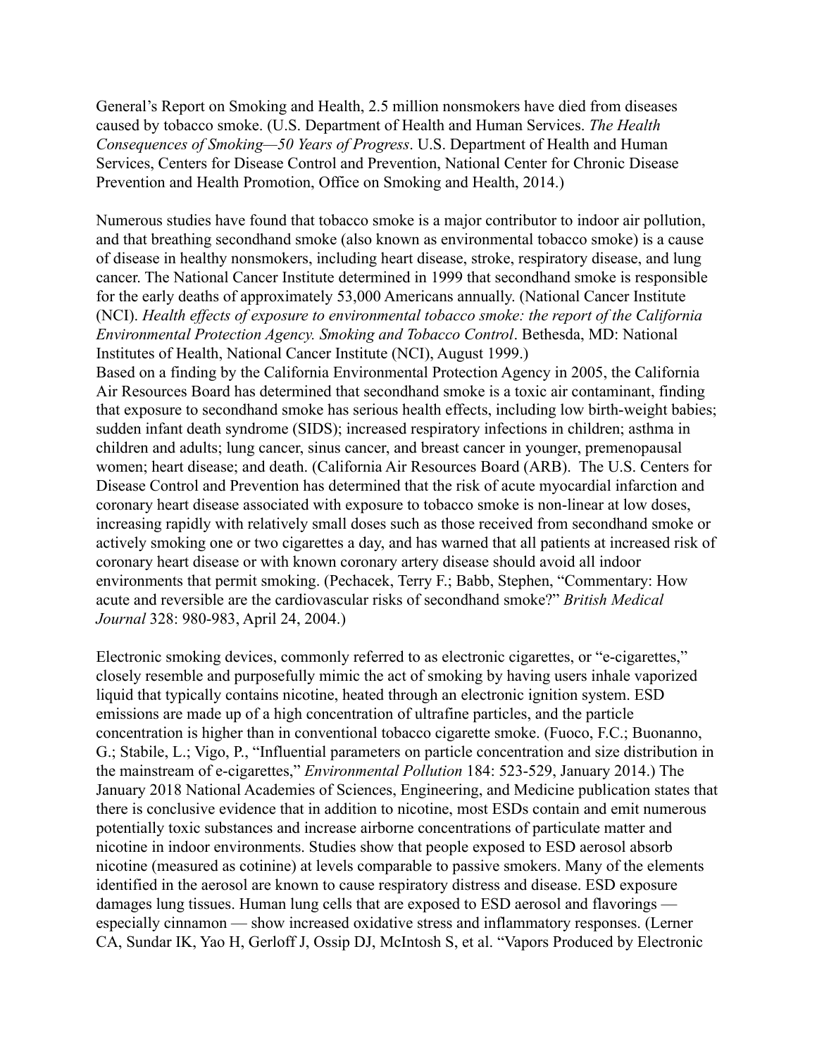General's Report on Smoking and Health, 2.5 million nonsmokers have died from diseases caused by tobacco smoke. (U.S. Department of Health and Human Services. *The Health Consequences of Smoking—50 Years of Progress*. U.S. Department of Health and Human Services, Centers for Disease Control and Prevention, National Center for Chronic Disease Prevention and Health Promotion, Office on Smoking and Health, 2014.)

Numerous studies have found that tobacco smoke is a major contributor to indoor air pollution, and that breathing secondhand smoke (also known as environmental tobacco smoke) is a cause of disease in healthy nonsmokers, including heart disease, stroke, respiratory disease, and lung cancer. The National Cancer Institute determined in 1999 that secondhand smoke is responsible for the early deaths of approximately 53,000 Americans annually. (National Cancer Institute (NCI). *Health effects of exposure to environmental tobacco smoke: the report of the California Environmental Protection Agency. Smoking and Tobacco Control*. Bethesda, MD: National Institutes of Health, National Cancer Institute (NCI), August 1999.)

Based on a finding by the California Environmental Protection Agency in 2005, the California Air Resources Board has determined that secondhand smoke is a toxic air contaminant, finding that exposure to secondhand smoke has serious health effects, including low birth-weight babies; sudden infant death syndrome (SIDS); increased respiratory infections in children; asthma in children and adults; lung cancer, sinus cancer, and breast cancer in younger, premenopausal women; heart disease; and death. (California Air Resources Board (ARB). The U.S. Centers for Disease Control and Prevention has determined that the risk of acute myocardial infarction and coronary heart disease associated with exposure to tobacco smoke is non-linear at low doses, increasing rapidly with relatively small doses such as those received from secondhand smoke or actively smoking one or two cigarettes a day, and has warned that all patients at increased risk of coronary heart disease or with known coronary artery disease should avoid all indoor environments that permit smoking. (Pechacek, Terry F.; Babb, Stephen, "Commentary: How acute and reversible are the cardiovascular risks of secondhand smoke?" *British Medical Journal* 328: 980-983, April 24, 2004.)

Electronic smoking devices, commonly referred to as electronic cigarettes, or "e-cigarettes," closely resemble and purposefully mimic the act of smoking by having users inhale vaporized liquid that typically contains nicotine, heated through an electronic ignition system. ESD emissions are made up of a high concentration of ultrafine particles, and the particle concentration is higher than in conventional tobacco cigarette smoke. (Fuoco, F.C.; Buonanno, G.; Stabile, L.; Vigo, P., "Influential parameters on particle concentration and size distribution in the mainstream of e-cigarettes," *Environmental Pollution* 184: 523-529, January 2014.) The January 2018 National Academies of Sciences, Engineering, and Medicine publication states that there is conclusive evidence that in addition to nicotine, most ESDs contain and emit numerous potentially toxic substances and increase airborne concentrations of particulate matter and nicotine in indoor environments. Studies show that people exposed to ESD aerosol absorb nicotine (measured as cotinine) at levels comparable to passive smokers. Many of the elements identified in the aerosol are known to cause respiratory distress and disease. ESD exposure damages lung tissues. Human lung cells that are exposed to ESD aerosol and flavorings — especially cinnamon — show increased oxidative stress and inflammatory responses. (Lerner CA, Sundar IK, Yao H, Gerloff J, Ossip DJ, McIntosh S, et al. "Vapors Produced by Electronic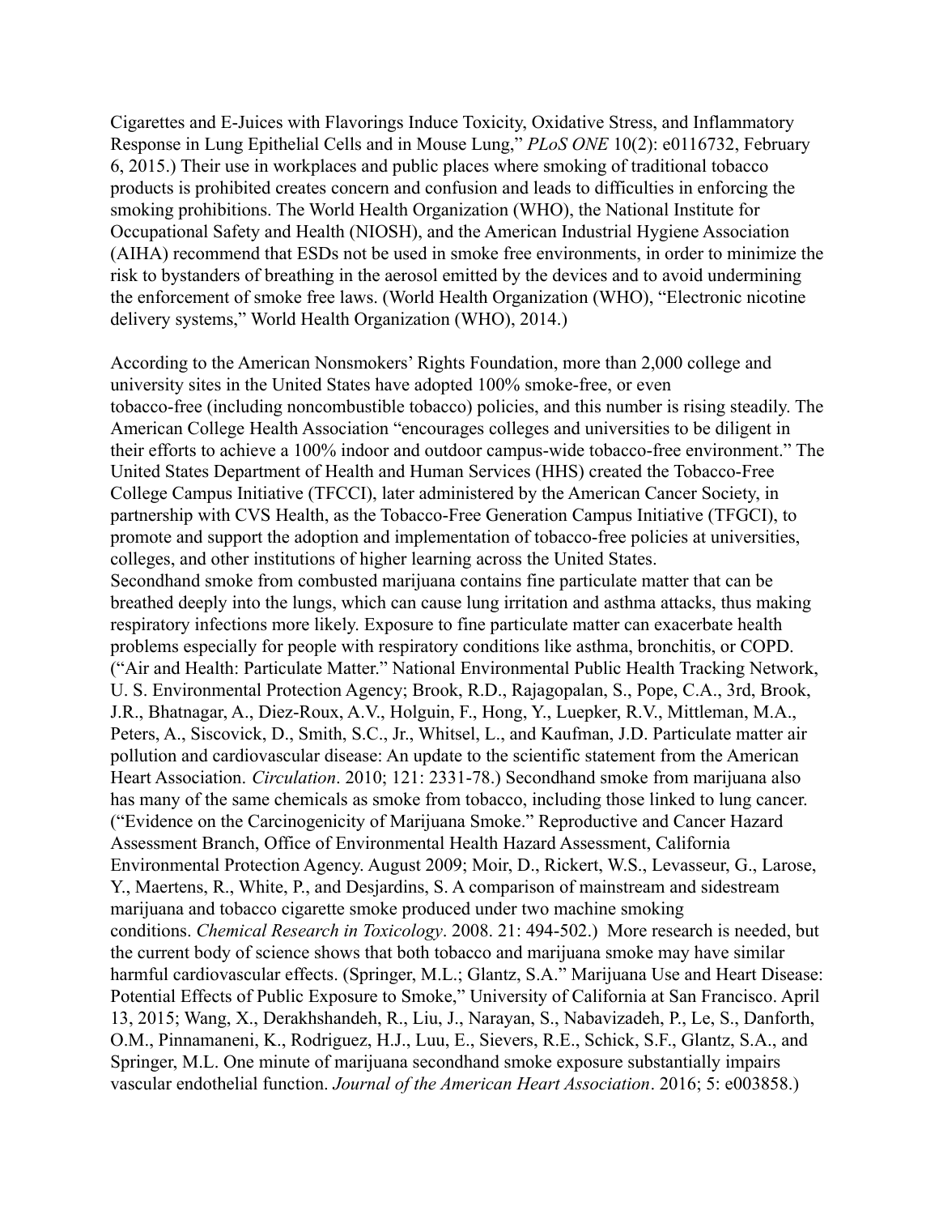Cigarettes and E-Juices with Flavorings Induce Toxicity, Oxidative Stress, and Inflammatory Response in Lung Epithelial Cells and in Mouse Lung," *PLoS ONE* 10(2): e0116732, February 6, 2015.) Their use in workplaces and public places where smoking of traditional tobacco products is prohibited creates concern and confusion and leads to difficulties in enforcing the smoking prohibitions. The World Health Organization (WHO), the National Institute for Occupational Safety and Health (NIOSH), and the American Industrial Hygiene Association (AIHA) recommend that ESDs not be used in smoke free environments, in order to minimize the risk to bystanders of breathing in the aerosol emitted by the devices and to avoid undermining the enforcement of smoke free laws. (World Health Organization (WHO), "Electronic nicotine delivery systems," World Health Organization (WHO), 2014.)

According to the American Nonsmokers' Rights Foundation, more than 2,000 college and university sites in the United States have adopted 100% smoke-free, or even tobacco-free (including noncombustible tobacco) policies, and this number is rising steadily. The American College Health Association "encourages colleges and universities to be diligent in their efforts to achieve a 100% indoor and outdoor campus-wide tobacco-free environment." The United States Department of Health and Human Services (HHS) created the Tobacco-Free College Campus Initiative (TFCCI), later administered by the American Cancer Society, in partnership with CVS Health, as the Tobacco-Free Generation Campus Initiative (TFGCI), to promote and support the adoption and implementation of tobacco-free policies at universities, colleges, and other institutions of higher learning across the United States.

Secondhand smoke from combusted marijuana contains fine particulate matter that can be breathed deeply into the lungs, which can cause lung irritation and asthma attacks, thus making respiratory infections more likely. Exposure to fine particulate matter can exacerbate health problems especially for people with respiratory conditions like asthma, bronchitis, or COPD. ("Air and Health: Particulate Matter." National Environmental Public Health Tracking Network, U. S. Environmental Protection Agency; Brook, R.D., Rajagopalan, S., Pope, C.A., 3rd, Brook, J.R., Bhatnagar, A., Diez-Roux, A.V., Holguin, F., Hong, Y., Luepker, R.V., Mittleman, M.A., Peters, A., Siscovick, D., Smith, S.C., Jr., Whitsel, L., and Kaufman, J.D. Particulate matter air pollution and cardiovascular disease: An update to the scientific statement from the American Heart Association. *Circulation*. 2010; 121: 2331-78.) Secondhand smoke from marijuana also has many of the same chemicals as smoke from tobacco, including those linked to lung cancer. ("Evidence on the Carcinogenicity of Marijuana Smoke." Reproductive and Cancer Hazard Assessment Branch, Office of Environmental Health Hazard Assessment, California Environmental Protection Agency. August 2009; Moir, D., Rickert, W.S., Levasseur, G., Larose, Y., Maertens, R., White, P., and Desjardins, S. A comparison of mainstream and sidestream marijuana and tobacco cigarette smoke produced under two machine smoking conditions. *Chemical Research in Toxicology*. 2008. 21: 494-502.) More research is needed, but the current body of science shows that both tobacco and marijuana smoke may have similar harmful cardiovascular effects. (Springer, M.L.; Glantz, S.A." Marijuana Use and Heart Disease: Potential Effects of Public Exposure to Smoke," University of California at San Francisco. April 13, 2015; Wang, X., Derakhshandeh, R., Liu, J., Narayan, S., Nabavizadeh, P., Le, S., Danforth, O.M., Pinnamaneni, K., Rodriguez, H.J., Luu, E., Sievers, R.E., Schick, S.F., Glantz, S.A., and Springer, M.L. One minute of marijuana secondhand smoke exposure substantially impairs vascular endothelial function. *Journal of the American Heart Association*. 2016; 5: e003858.)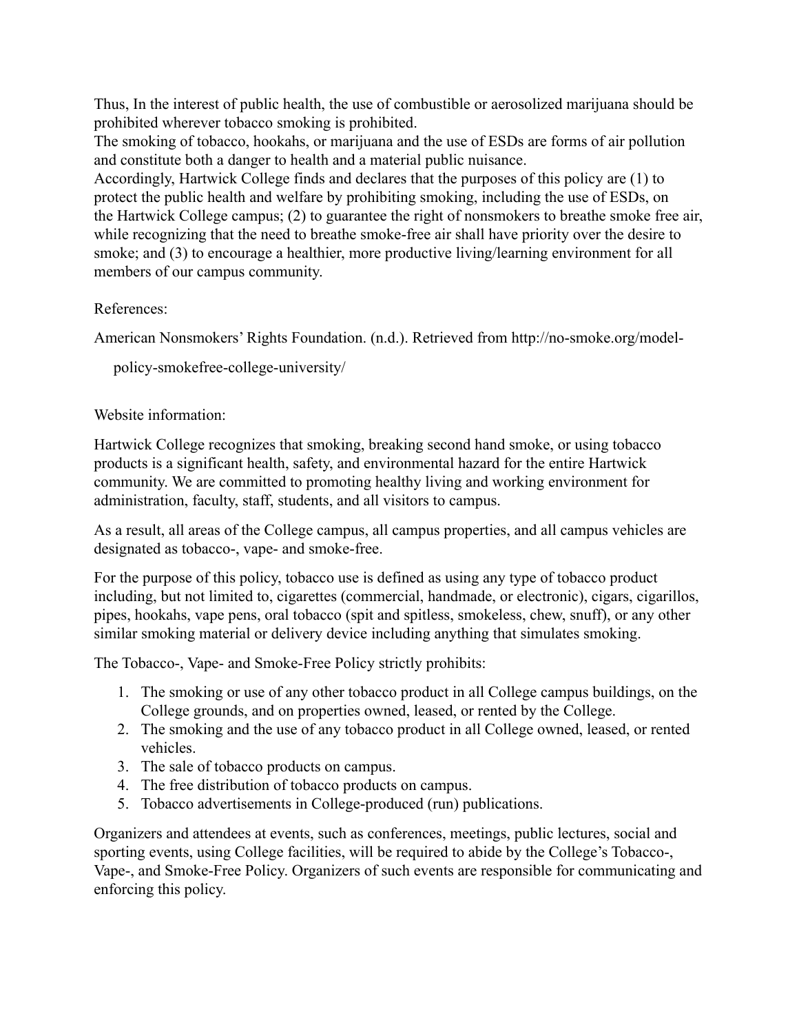Thus, In the interest of public health, the use of combustible or aerosolized marijuana should be prohibited wherever tobacco smoking is prohibited.

The smoking of tobacco, hookahs, or marijuana and the use of ESDs are forms of air pollution and constitute both a danger to health and a material public nuisance.

Accordingly, Hartwick College finds and declares that the purposes of this policy are (1) to protect the public health and welfare by prohibiting smoking, including the use of ESDs, on the Hartwick College campus; (2) to guarantee the right of nonsmokers to breathe smoke free air, while recognizing that the need to breathe smoke-free air shall have priority over the desire to smoke; and (3) to encourage a healthier, more productive living/learning environment for all members of our campus community.

References:

American Nonsmokers' Rights Foundation. (n.d.). Retrieved from http://no-smoke.org/model-policy-smokefree-college-university/

Website information:

Hartwick College recognizes that smoking, breaking second hand smoke, or using tobacco products is a significant health, safety, and environmental hazard for the entire Hartwick community. We are committed to promoting healthy living and working environment for administration, faculty, staff, students, and all visitors to campus.

As a result, all areas of the College campus, all campus properties, and all campus vehicles are designated as tobacco-, vape- and smoke-free.

For the purpose of this policy, tobacco use is defined as using any type of tobacco product including, but not limited to, cigarettes (commercial, handmade, or electronic), cigars, cigarillos, pipes, hookahs, vape pens, oral tobacco (spit and spitless, smokeless, chew, snuff), or any other similar smoking material or delivery device including anything that simulates smoking.

The Tobacco-, Vape- and Smoke-Free Policy strictly prohibits:

1. The smoking or use of any other tobacco product in all College campus buildings, on the College grounds, and on properties owned, leased, or rented by the College.
2. The smoking and the use of any tobacco product in all College owned, leased, or rented vehicles.
3. The sale of tobacco products on campus.
4. The free distribution of tobacco products on campus.
5. Tobacco advertisements in College-produced (run) publications.

Organizers and attendees at events, such as conferences, meetings, public lectures, social and sporting events, using College facilities, will be required to abide by the College's Tobacco-, Vape-, and Smoke-Free Policy. Organizers of such events are responsible for communicating and enforcing this policy.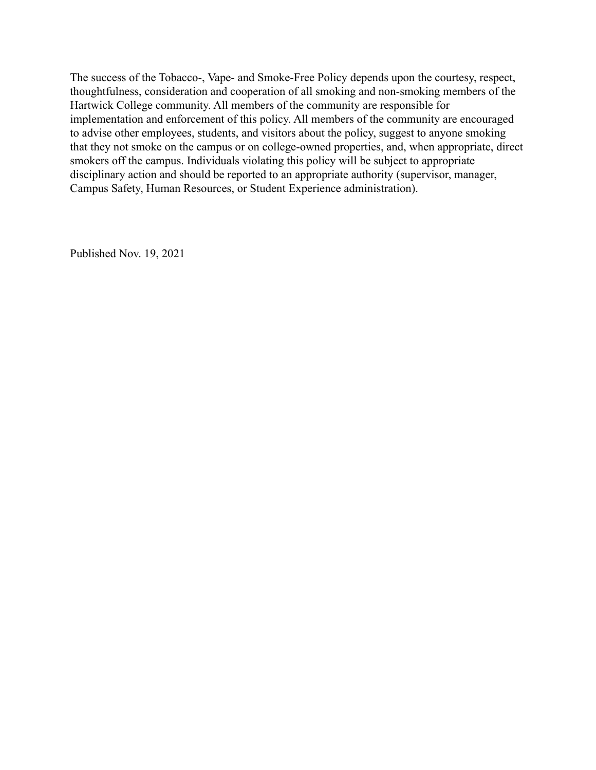The success of the Tobacco-, Vape- and Smoke-Free Policy depends upon the courtesy, respect, thoughtfulness, consideration and cooperation of all smoking and non-smoking members of the Hartwick College community. All members of the community are responsible for implementation and enforcement of this policy. All members of the community are encouraged to advise other employees, students, and visitors about the policy, suggest to anyone smoking that they not smoke on the campus or on college-owned properties, and, when appropriate, direct smokers off the campus. Individuals violating this policy will be subject to appropriate disciplinary action and should be reported to an appropriate authority (supervisor, manager, Campus Safety, Human Resources, or Student Experience administration).

Published Nov. 19, 2021